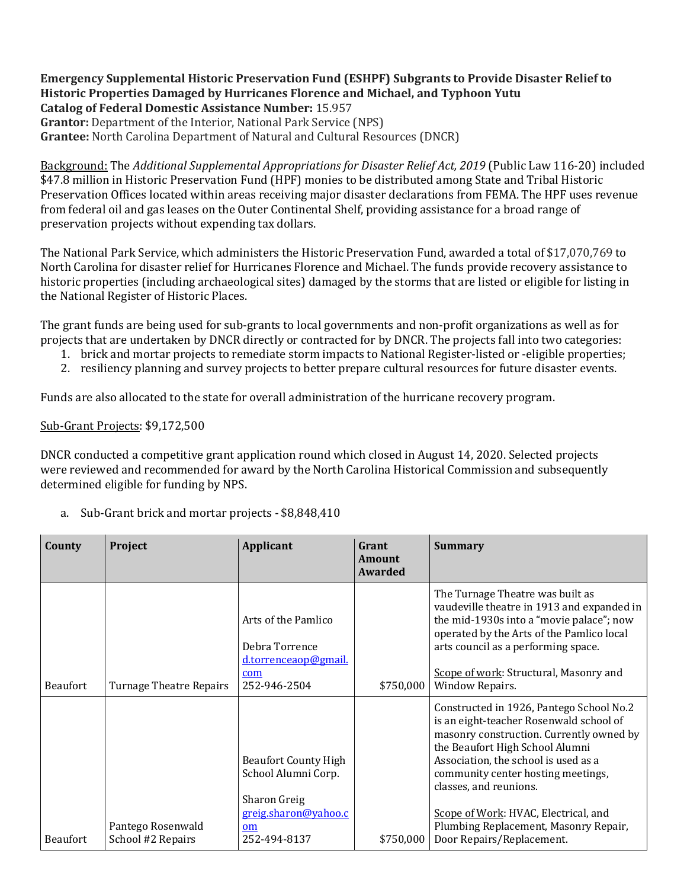**Emergency Supplemental Historic Preservation Fund (ESHPF) Subgrants to Provide Disaster Relief to Historic Properties Damaged by Hurricanes Florence and Michael, and Typhoon Yutu**
**Catalog of Federal Domestic Assistance Number:** 15.957
**Grantor:** Department of the Interior, National Park Service (NPS)
**Grantee:** North Carolina Department of Natural and Cultural Resources (DNCR)

Background: The *Additional Supplemental Appropriations for Disaster Relief Act, 2019* (Public Law 116-20) included $47.8 million in Historic Preservation Fund (HPF) monies to be distributed among State and Tribal Historic Preservation Offices located within areas receiving major disaster declarations from FEMA. The HPF uses revenue from federal oil and gas leases on the Outer Continental Shelf, providing assistance for a broad range of preservation projects without expending tax dollars.

The National Park Service, which administers the Historic Preservation Fund, awarded a total of $17,070,769 to North Carolina for disaster relief for Hurricanes Florence and Michael. The funds provide recovery assistance to historic properties (including archaeological sites) damaged by the storms that are listed or eligible for listing in the National Register of Historic Places.

The grant funds are being used for sub-grants to local governments and non-profit organizations as well as for projects that are undertaken by DNCR directly or contracted for by DNCR. The projects fall into two categories:

1. brick and mortar projects to remediate storm impacts to National Register-listed or -eligible properties;
2. resiliency planning and survey projects to better prepare cultural resources for future disaster events.

Funds are also allocated to the state for overall administration of the hurricane recovery program.

Sub-Grant Projects: $9,172,500

DNCR conducted a competitive grant application round which closed in August 14, 2020. Selected projects were reviewed and recommended for award by the North Carolina Historical Commission and subsequently determined eligible for funding by NPS.

a. Sub-Grant brick and mortar projects - $8,848,410

| County | Project | Applicant | Grant Amount Awarded | Summary |
|---|---|---|---|---|
| Beaufort | Turnage Theatre Repairs | Arts of the Pamlico<br><br>Debra Torrence<br>d.torrenceaop@gmail.com<br>252-946-2504 | $750,000 | The Turnage Theatre was built as vaudeville theatre in 1913 and expanded in the mid-1930s into a "movie palace"; now operated by the Arts of the Pamlico local arts council as a performing space.<br><br>Scope of work: Structural, Masonry and Window Repairs. |
| Beaufort | Pantego Rosenwald School #2 Repairs | Beaufort County High School Alumni Corp.<br><br>Sharon Greig<br>greig.sharon@yahoo.com<br>252-494-8137 | $750,000 | Constructed in 1926, Pantego School No.2 is an eight-teacher Rosenwald school of masonry construction. Currently owned by the Beaufort High School Alumni Association, the school is used as a community center hosting meetings, classes, and reunions.<br><br>Scope of Work: HVAC, Electrical, and Plumbing Replacement, Masonry Repair, Door Repairs/Replacement. |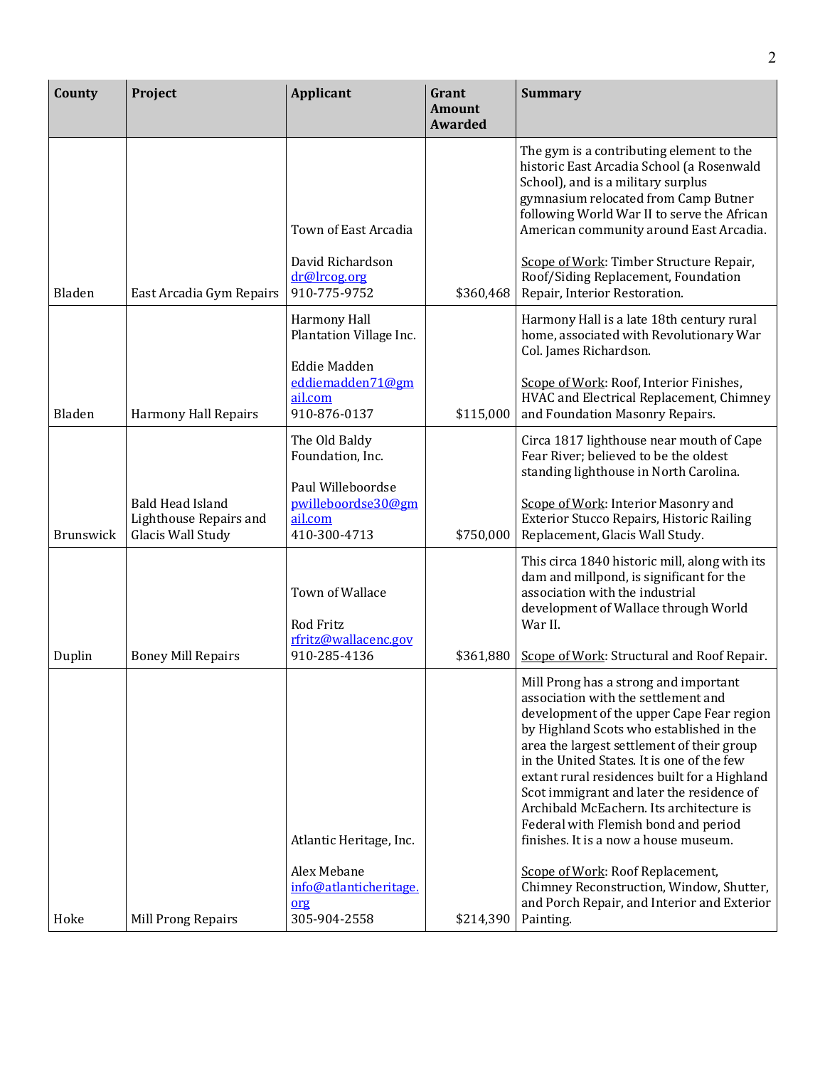| County | Project | Applicant | Grant Amount Awarded | Summary |
|---|---|---|---|---|
| Bladen | East Arcadia Gym Repairs | Town of East Arcadia<br><br>David Richardson<br>dr@lrcog.org<br>910-775-9752 | $360,468 | The gym is a contributing element to the historic East Arcadia School (a Rosenwald School), and is a military surplus gymnasium relocated from Camp Butner following World War II to serve the African American community around East Arcadia.<br><br>Scope of Work: Timber Structure Repair, Roof/Siding Replacement, Foundation Repair, Interior Restoration. |
| Bladen | Harmony Hall Repairs | Harmony Hall Plantation Village Inc.<br><br>Eddie Madden<br>eddiemadden71@gmail.com<br>910-876-0137 | $115,000 | Harmony Hall is a late 18th century rural home, associated with Revolutionary War Col. James Richardson.<br><br>Scope of Work: Roof, Interior Finishes, HVAC and Electrical Replacement, Chimney and Foundation Masonry Repairs. |
| Brunswick | Bald Head Island Lighthouse Repairs and Glacis Wall Study | The Old Baldy Foundation, Inc.<br><br>Paul Willeboordse<br>pwilleboordse30@gmail.com<br>410-300-4713 | $750,000 | Circa 1817 lighthouse near mouth of Cape Fear River; believed to be the oldest standing lighthouse in North Carolina.<br><br>Scope of Work: Interior Masonry and Exterior Stucco Repairs, Historic Railing Replacement, Glacis Wall Study. |
| Duplin | Boney Mill Repairs | Town of Wallace<br><br>Rod Fritz<br>rfritz@wallacenc.gov<br>910-285-4136 | $361,880 | This circa 1840 historic mill, along with its dam and millpond, is significant for the association with the industrial development of Wallace through World War II.<br><br>Scope of Work: Structural and Roof Repair. |
| Hoke | Mill Prong Repairs | Atlantic Heritage, Inc.<br><br>Alex Mebane<br>info@atlanticheritage.org<br>305-904-2558 | $214,390 | Mill Prong has a strong and important association with the settlement and development of the upper Cape Fear region by Highland Scots who established in the area the largest settlement of their group in the United States. It is one of the few extant rural residences built for a Highland Scot immigrant and later the residence of Archibald McEachern. Its architecture is Federal with Flemish bond and period finishes. It is a now a house museum.<br><br>Scope of Work: Roof Replacement, Chimney Reconstruction, Window, Shutter, and Porch Repair, and Interior and Exterior Painting. |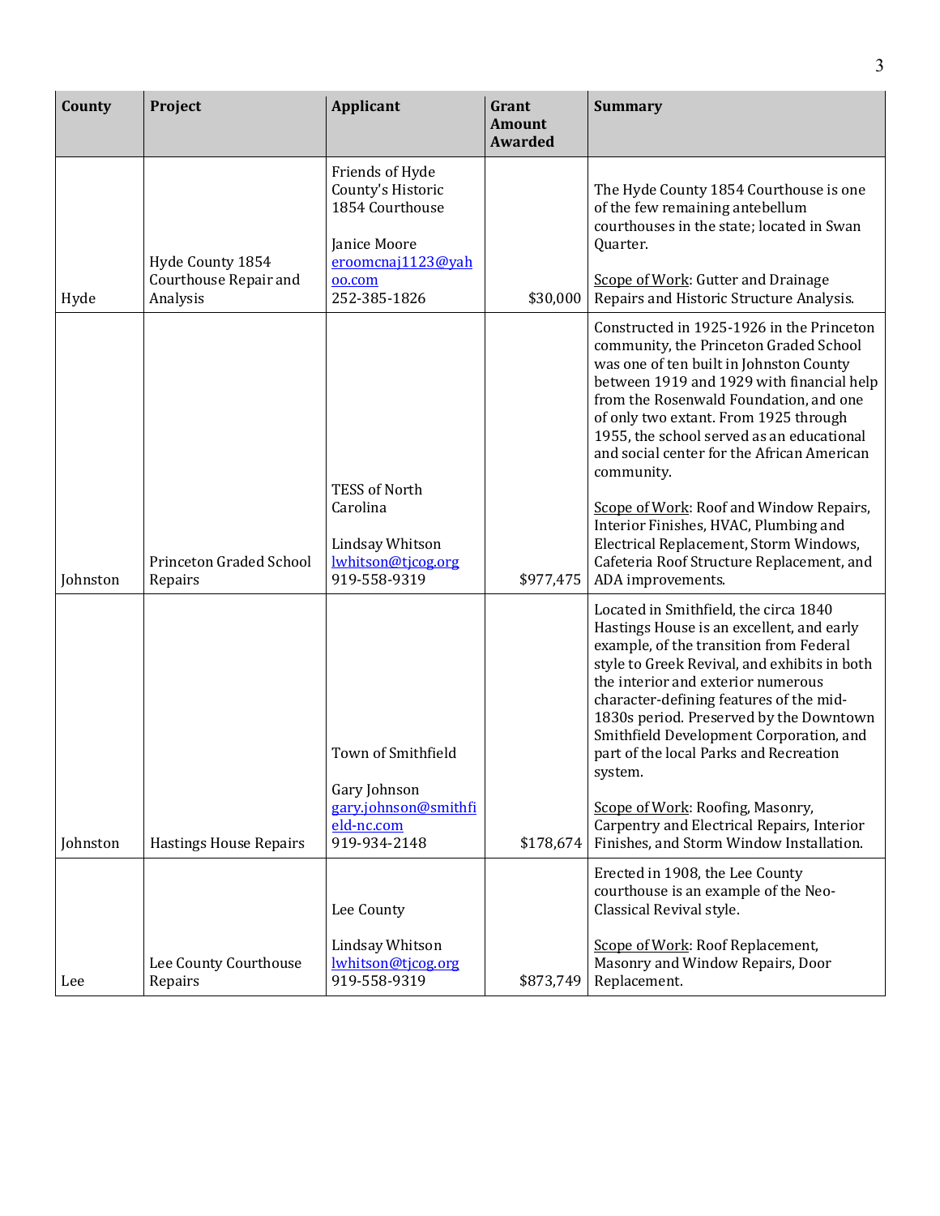| County | Project | Applicant | Grant Amount Awarded | Summary |
| --- | --- | --- | --- | --- |
| Hyde | Hyde County 1854 Courthouse Repair and Analysis | Friends of Hyde County's Historic 1854 Courthouse<br><br>Janice Moore<br>eroomcnaj1123@yahoo.com<br>252-385-1826 | $30,000 | The Hyde County 1854 Courthouse is one of the few remaining antebellum courthouses in the state; located in Swan Quarter.<br><br>Scope of Work: Gutter and Drainage Repairs and Historic Structure Analysis. |
| Johnston | Princeton Graded School Repairs | TESS of North Carolina<br><br>Lindsay Whitson<br>lwhitson@tjcog.org<br>919-558-9319 | $977,475 | Constructed in 1925-1926 in the Princeton community, the Princeton Graded School was one of ten built in Johnston County between 1919 and 1929 with financial help from the Rosenwald Foundation, and one of only two extant. From 1925 through 1955, the school served as an educational and social center for the African American community.<br><br>Scope of Work: Roof and Window Repairs, Interior Finishes, HVAC, Plumbing and Electrical Replacement, Storm Windows, Cafeteria Roof Structure Replacement, and ADA improvements. |
| Johnston | Hastings House Repairs | Town of Smithfield<br><br>Gary Johnson<br>gary.johnson@smithfield-nc.com<br>919-934-2148 | $178,674 | Located in Smithfield, the circa 1840 Hastings House is an excellent, and early example, of the transition from Federal style to Greek Revival, and exhibits in both the interior and exterior numerous character-defining features of the mid-1830s period. Preserved by the Downtown Smithfield Development Corporation, and part of the local Parks and Recreation system.<br><br>Scope of Work: Roofing, Masonry, Carpentry and Electrical Repairs, Interior Finishes, and Storm Window Installation. |
| Lee | Lee County Courthouse Repairs | Lee County<br><br>Lindsay Whitson<br>lwhitson@tjcog.org<br>919-558-9319 | $873,749 | Erected in 1908, the Lee County courthouse is an example of the Neo-Classical Revival style.<br><br>Scope of Work: Roof Replacement, Masonry and Window Repairs, Door Replacement. |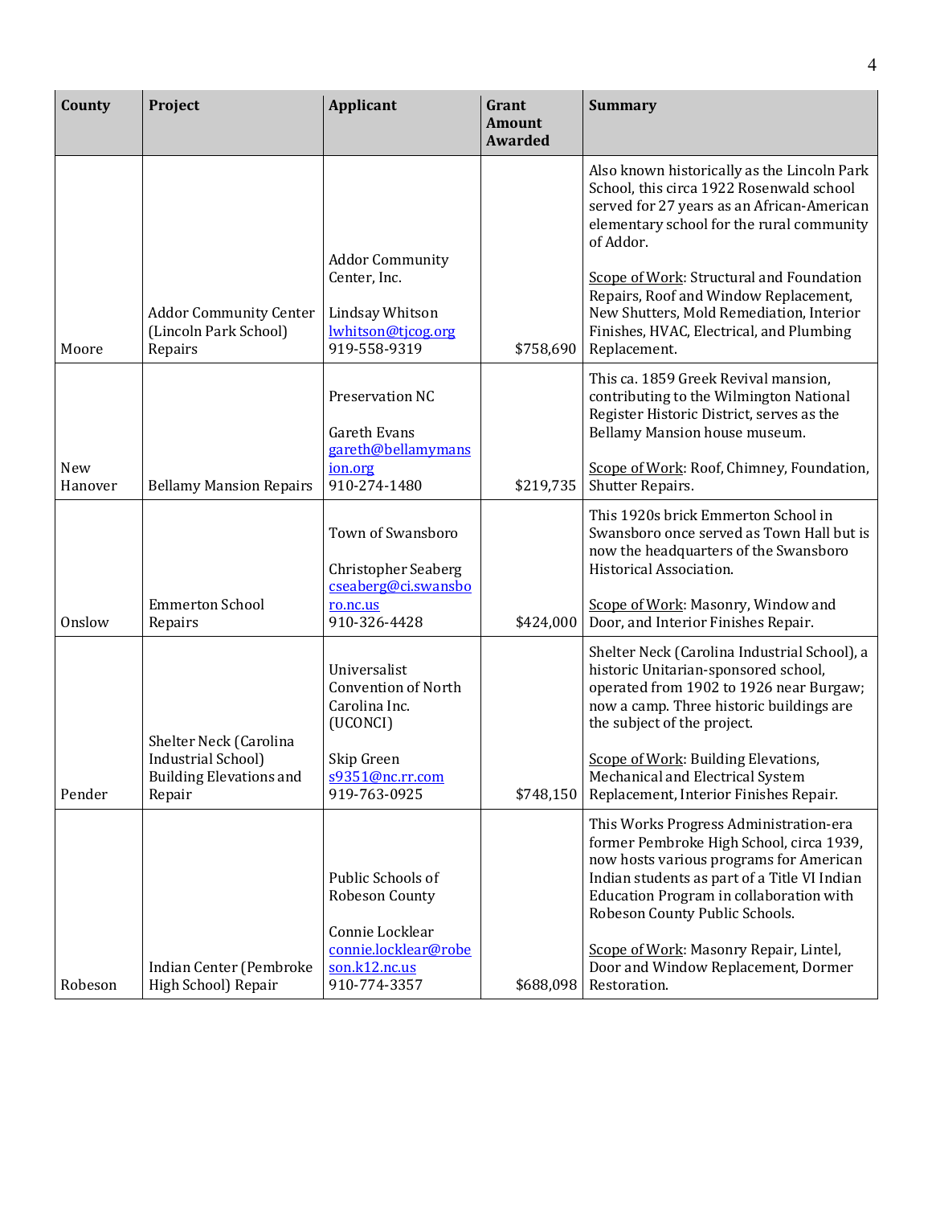| County | Project | Applicant | Grant Amount Awarded | Summary |
|---|---|---|---|---|
| Moore | Addor Community Center (Lincoln Park School) Repairs | Addor Community Center, Inc.<br><br>Lindsay Whitson<br>lwhitson@tjcog.org<br>919-558-9319 | $758,690 | Also known historically as the Lincoln Park School, this circa 1922 Rosenwald school served for 27 years as an African-American elementary school for the rural community of Addor.<br><br>Scope of Work: Structural and Foundation Repairs, Roof and Window Replacement, New Shutters, Mold Remediation, Interior Finishes, HVAC, Electrical, and Plumbing Replacement. |
| New Hanover | Bellamy Mansion Repairs | Preservation NC<br><br>Gareth Evans<br>gareth@bellamymansion.org<br>910-274-1480 | $219,735 | This ca. 1859 Greek Revival mansion, contributing to the Wilmington National Register Historic District, serves as the Bellamy Mansion house museum.<br><br>Scope of Work: Roof, Chimney, Foundation, Shutter Repairs. |
| Onslow | Emmerton School Repairs | Town of Swansboro<br><br>Christopher Seaberg<br>cseaberg@ci.swansboro.nc.us<br>910-326-4428 | $424,000 | This 1920s brick Emmerton School in Swansboro once served as Town Hall but is now the headquarters of the Swansboro Historical Association.<br><br>Scope of Work: Masonry, Window and Door, and Interior Finishes Repair. |
| Pender | Shelter Neck (Carolina Industrial School) Building Elevations and Repair | Universalist Convention of North Carolina Inc. (UCONCI)<br><br>Skip Green<br>s9351@nc.rr.com<br>919-763-0925 | $748,150 | Shelter Neck (Carolina Industrial School), a historic Unitarian-sponsored school, operated from 1902 to 1926 near Burgaw; now a camp. Three historic buildings are the subject of the project.<br><br>Scope of Work: Building Elevations, Mechanical and Electrical System Replacement, Interior Finishes Repair. |
| Robeson | Indian Center (Pembroke High School) Repair | Public Schools of Robeson County<br><br>Connie Locklear<br>connie.locklear@robeson.k12.nc.us<br>910-774-3357 | $688,098 | This Works Progress Administration-era former Pembroke High School, circa 1939, now hosts various programs for American Indian students as part of a Title VI Indian Education Program in collaboration with Robeson County Public Schools.<br><br>Scope of Work: Masonry Repair, Lintel, Door and Window Replacement, Dormer Restoration. |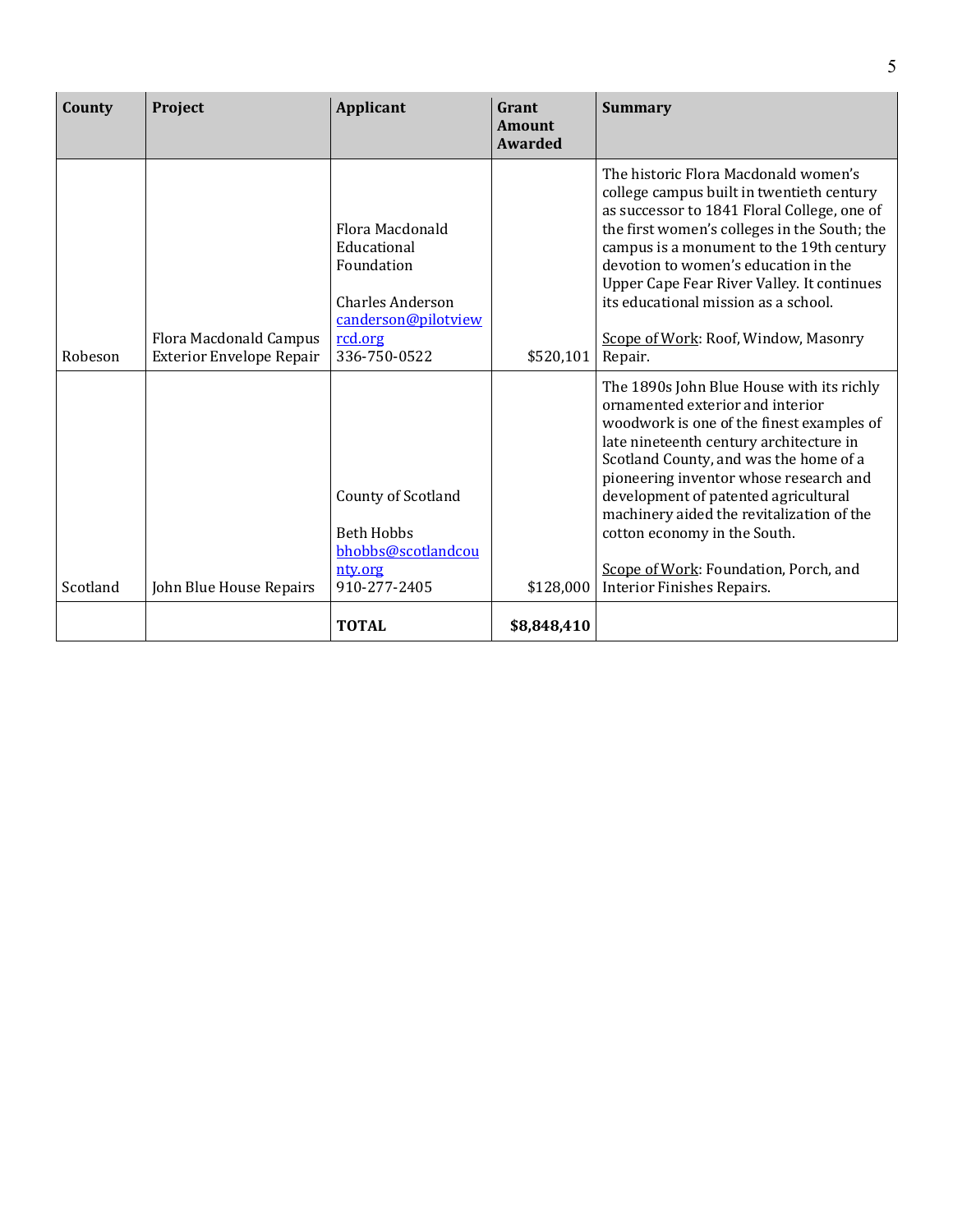| County | Project | Applicant | Grant Amount Awarded | Summary |
| --- | --- | --- | --- | --- |
| Robeson | Flora Macdonald Campus Exterior Envelope Repair | Flora Macdonald Educational Foundation<br><br>Charles Anderson<br>canderson@pilotviewrcd.org<br>336-750-0522 | $520,101 | The historic Flora Macdonald women's college campus built in twentieth century as successor to 1841 Floral College, one of the first women's colleges in the South; the campus is a monument to the 19th century devotion to women's education in the Upper Cape Fear River Valley. It continues its educational mission as a school.<br><br>Scope of Work: Roof, Window, Masonry Repair. |
| Scotland | John Blue House Repairs | County of Scotland<br><br>Beth Hobbs<br>bhobbs@scotlandcounty.org<br>910-277-2405 | $128,000 | The 1890s John Blue House with its richly ornamented exterior and interior woodwork is one of the finest examples of late nineteenth century architecture in Scotland County, and was the home of a pioneering inventor whose research and development of patented agricultural machinery aided the revitalization of the cotton economy in the South.<br><br>Scope of Work: Foundation, Porch, and Interior Finishes Repairs. |
| | | **TOTAL** | **$8,848,410** | |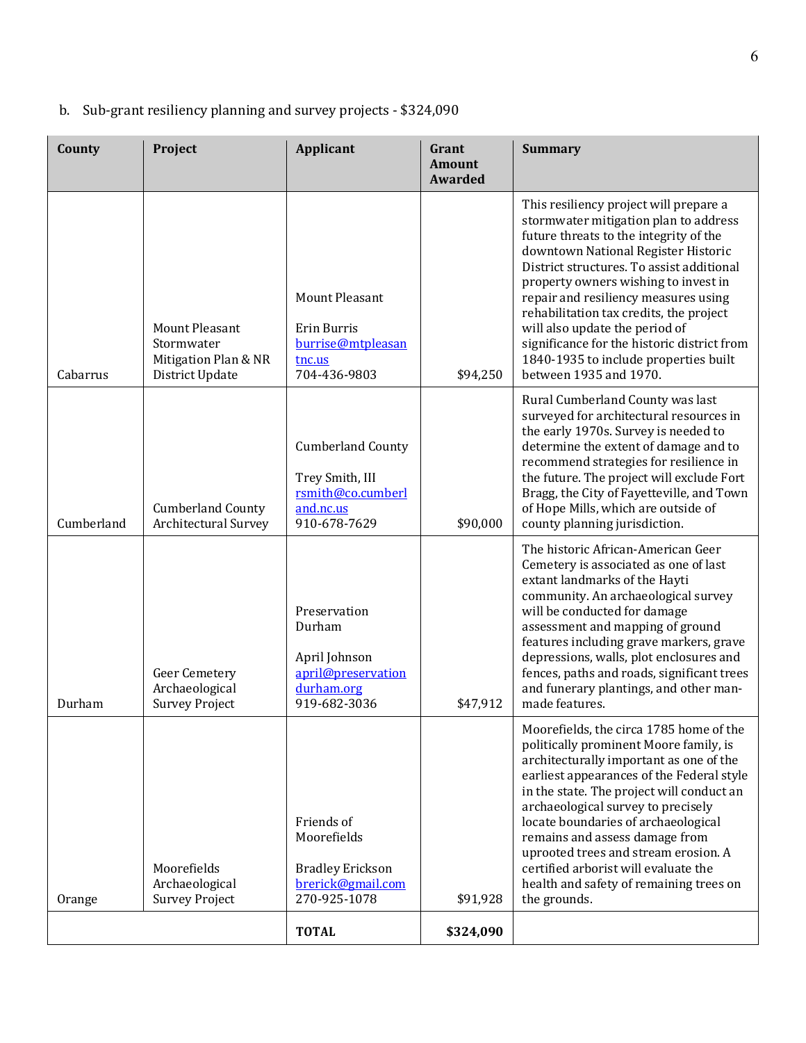b. Sub-grant resiliency planning and survey projects - $324,090

| County | Project | Applicant | Grant Amount Awarded | Summary |
|---|---|---|---|---|
| Cabarrus | Mount Pleasant Stormwater Mitigation Plan & NR District Update | Mount Pleasant<br><br>Erin Burris<br>burrise@mtpleasantnc.us<br>704-436-9803 | $94,250 | This resiliency project will prepare a stormwater mitigation plan to address future threats to the integrity of the downtown National Register Historic District structures. To assist additional property owners wishing to invest in repair and resiliency measures using rehabilitation tax credits, the project will also update the period of significance for the historic district from 1840-1935 to include properties built between 1935 and 1970. |
| Cumberland | Cumberland County Architectural Survey | Cumberland County<br><br>Trey Smith, III<br>rsmith@co.cumberland.nc.us<br>910-678-7629 | $90,000 | Rural Cumberland County was last surveyed for architectural resources in the early 1970s. Survey is needed to determine the extent of damage and to recommend strategies for resilience in the future. The project will exclude Fort Bragg, the City of Fayetteville, and Town of Hope Mills, which are outside of county planning jurisdiction. |
| Durham | Geer Cemetery Archaeological Survey Project | Preservation Durham<br><br>April Johnson<br>april@preservationdurham.org<br>919-682-3036 | $47,912 | The historic African-American Geer Cemetery is associated as one of last extant landmarks of the Hayti community. An archaeological survey will be conducted for damage assessment and mapping of ground features including grave markers, grave depressions, walls, plot enclosures and fences, paths and roads, significant trees and funerary plantings, and other man-made features. |
| Orange | Moorefields Archaeological Survey Project | Friends of Moorefields<br><br>Bradley Erickson<br>brerick@gmail.com<br>270-925-1078 | $91,928 | Moorefields, the circa 1785 home of the politically prominent Moore family, is architecturally important as one of the earliest appearances of the Federal style in the state. The project will conduct an archaeological survey to precisely locate boundaries of archaeological remains and assess damage from uprooted trees and stream erosion. A certified arborist will evaluate the health and safety of remaining trees on the grounds. |
| | | **TOTAL** | **$324,090** | |